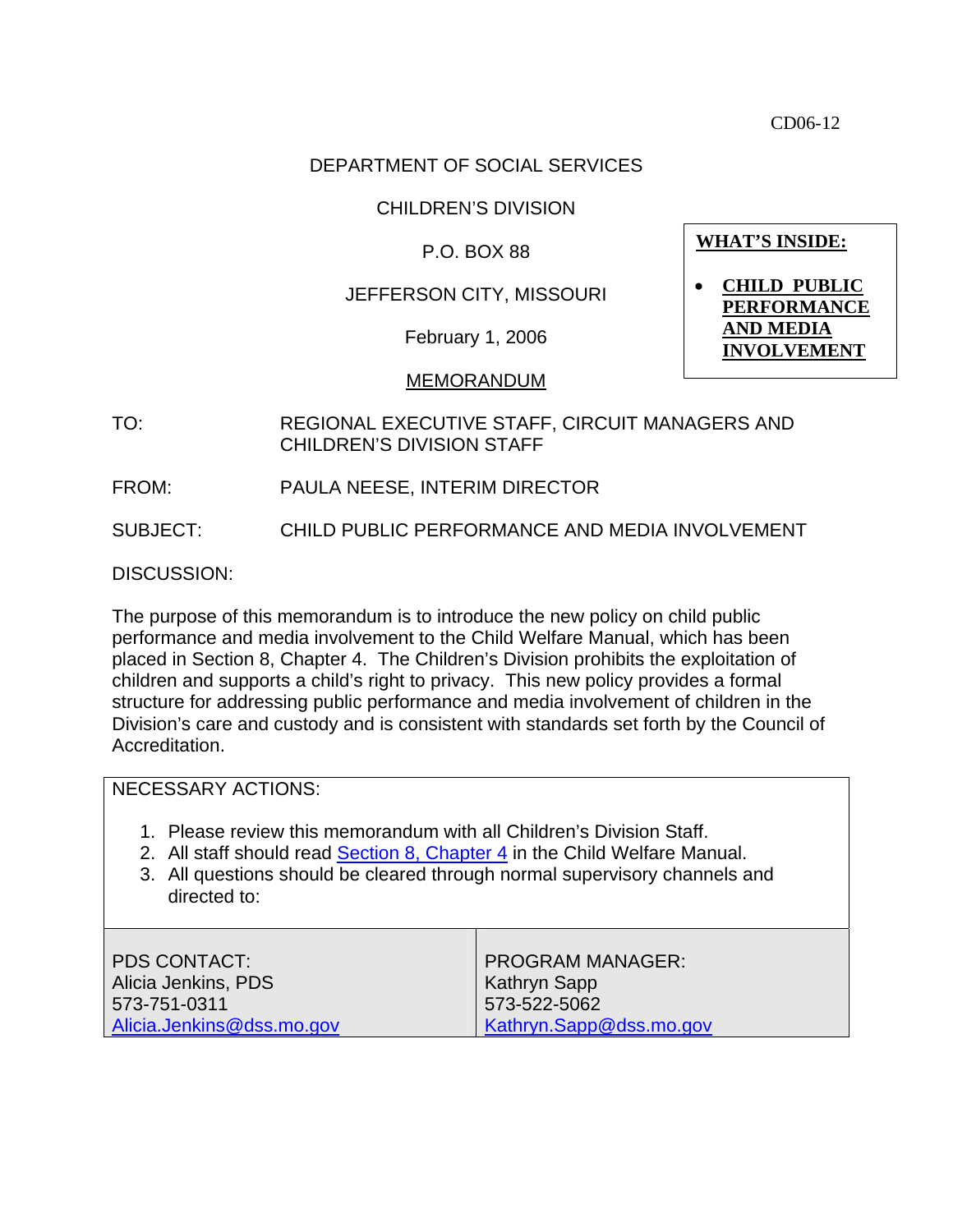CD06-12

DEPARTMENT OF SOCIAL SERVICES

CHILDREN'S DIVISION

P.O. BOX 88

JEFFERSON CITY, MISSOURI

February 1, 2006

MEMORANDUM

**WHAT'S INSIDE:**

- **CHILD PUBLIC PERFORMANCE AND MEDIA INVOLVEMENT**

TO: REGIONAL EXECUTIVE STAFF, CIRCUIT MANAGERS AND CHILDREN'S DIVISION STAFF

FROM: PAULA NEESE, INTERIM DIRECTOR

SUBJECT: CHILD PUBLIC PERFORMANCE AND MEDIA INVOLVEMENT

DISCUSSION:

The purpose of this memorandum is to introduce the new policy on child public performance and media involvement to the Child Welfare Manual, which has been placed in Section 8, Chapter 4. The Children's Division prohibits the exploitation of children and supports a child's right to privacy. This new policy provides a formal structure for addressing public performance and media involvement of children in the Division's care and custody and is consistent with standards set forth by the Council of Accreditation.

NECESSARY ACTIONS:

1. Please review this memorandum with all Children's Division Staff.
2. All staff should read Section 8, Chapter 4 in the Child Welfare Manual.
3. All questions should be cleared through normal supervisory channels and directed to:

| PDS CONTACT: | PROGRAM MANAGER: |
| --- | --- |
| Alicia Jenkins, PDS | Kathryn Sapp |
| 573-751-0311 | 573-522-5062 |
| Alicia.Jenkins@dss.mo.gov | Kathryn.Sapp@dss.mo.gov |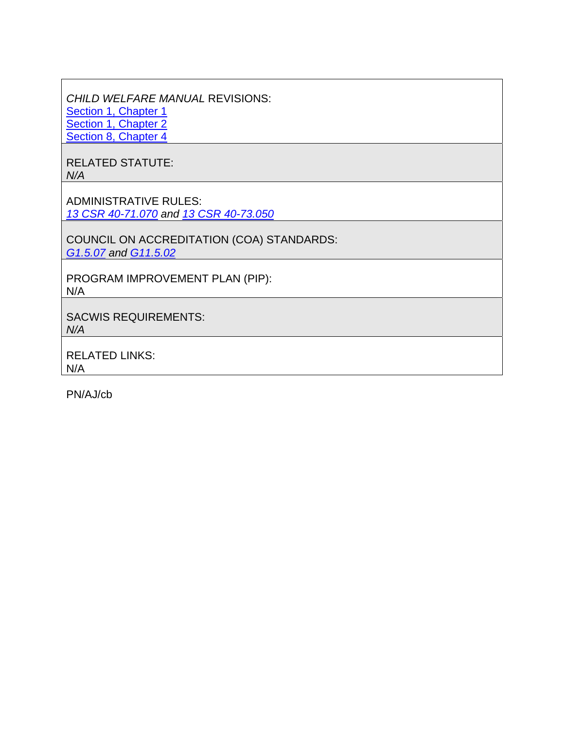*CHILD WELFARE MANUAL* REVISIONS:
[Section 1, Chapter 1](#)
[Section 1, Chapter 2](#)
[Section 8, Chapter 4](#)

RELATED STATUTE:
*N/A*

ADMINISTRATIVE RULES:
*13 CSR 40-71.070 and 13 CSR 40-73.050*

COUNCIL ON ACCREDITATION (COA) STANDARDS:
*G1.5.07 and G11.5.02*

PROGRAM IMPROVEMENT PLAN (PIP):
N/A

SACWIS REQUIREMENTS:
*N/A*

RELATED LINKS:
N/A

PN/AJ/cb